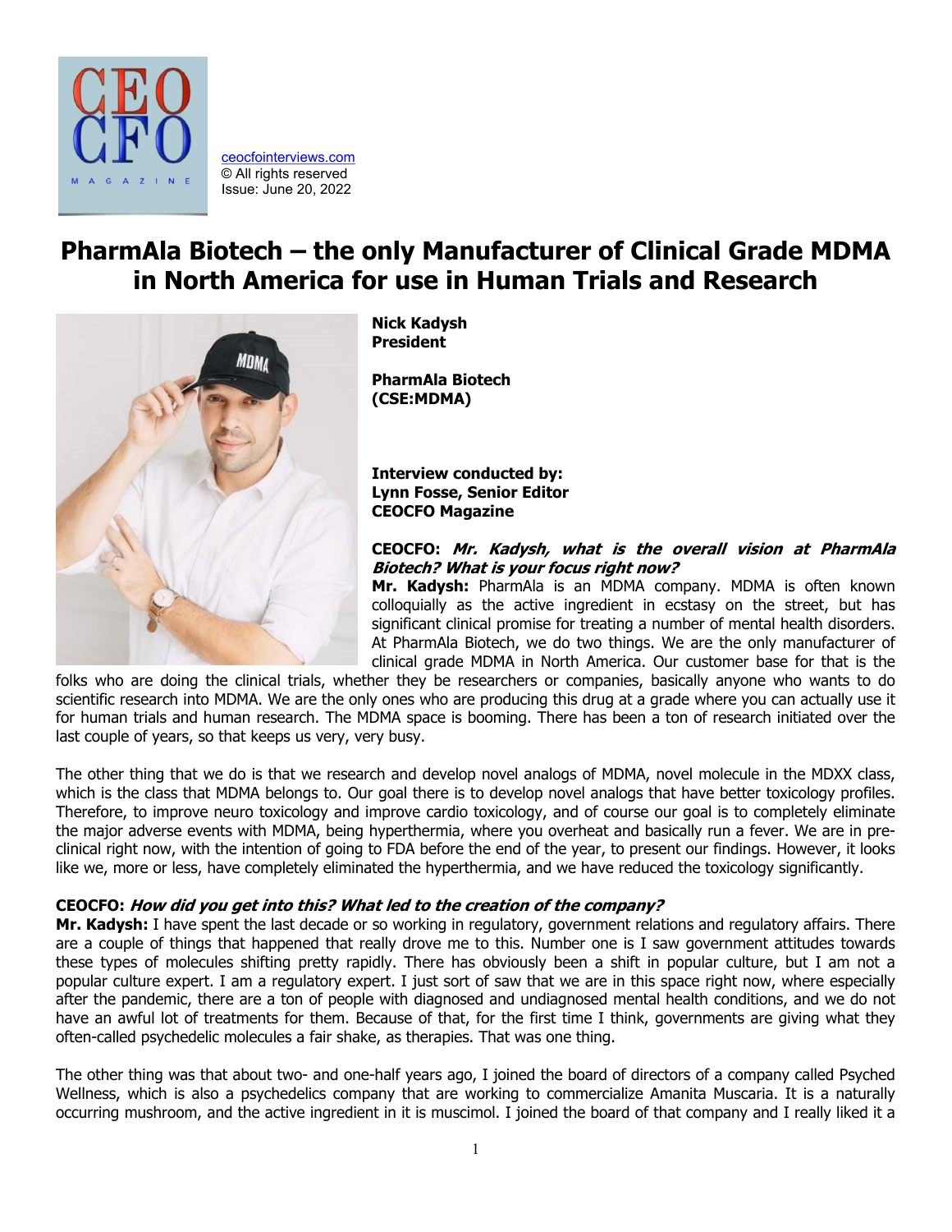ceocfointerviews.com
© All rights reserved
Issue: June 20, 2022

# PharmAla Biotech – the only Manufacturer of Clinical Grade MDMA in North America for use in Human Trials and Research

**Nick Kadysh**
**President**

**PharmAla Biotech**
**(CSE:MDMA)**

**Interview conducted by:**
**Lynn Fosse, Senior Editor**
**CEOCFO Magazine**

**CEOCFO: *Mr. Kadysh, what is the overall vision at PharmAla Biotech? What is your focus right now?***

**Mr. Kadysh:** PharmAla is an MDMA company. MDMA is often known colloquially as the active ingredient in ecstasy on the street, but has significant clinical promise for treating a number of mental health disorders. At PharmAla Biotech, we do two things. We are the only manufacturer of clinical grade MDMA in North America. Our customer base for that is the folks who are doing the clinical trials, whether they be researchers or companies, basically anyone who wants to do scientific research into MDMA. We are the only ones who are producing this drug at a grade where you can actually use it for human trials and human research. The MDMA space is booming. There has been a ton of research initiated over the last couple of years, so that keeps us very, very busy.

The other thing that we do is that we research and develop novel analogs of MDMA, novel molecule in the MDXX class, which is the class that MDMA belongs to. Our goal there is to develop novel analogs that have better toxicology profiles. Therefore, to improve neuro toxicology and improve cardio toxicology, and of course our goal is to completely eliminate the major adverse events with MDMA, being hyperthermia, where you overheat and basically run a fever. We are in pre-clinical right now, with the intention of going to FDA before the end of the year, to present our findings. However, it looks like we, more or less, have completely eliminated the hyperthermia, and we have reduced the toxicology significantly.

**CEOCFO: *How did you get into this? What led to the creation of the company?***

**Mr. Kadysh:** I have spent the last decade or so working in regulatory, government relations and regulatory affairs. There are a couple of things that happened that really drove me to this. Number one is I saw government attitudes towards these types of molecules shifting pretty rapidly. There has obviously been a shift in popular culture, but I am not a popular culture expert. I am a regulatory expert. I just sort of saw that we are in this space right now, where especially after the pandemic, there are a ton of people with diagnosed and undiagnosed mental health conditions, and we do not have an awful lot of treatments for them. Because of that, for the first time I think, governments are giving what they often-called psychedelic molecules a fair shake, as therapies. That was one thing.

The other thing was that about two- and one-half years ago, I joined the board of directors of a company called Psyched Wellness, which is also a psychedelics company that are working to commercialize Amanita Muscaria. It is a naturally occurring mushroom, and the active ingredient in it is muscimol. I joined the board of that company and I really liked it a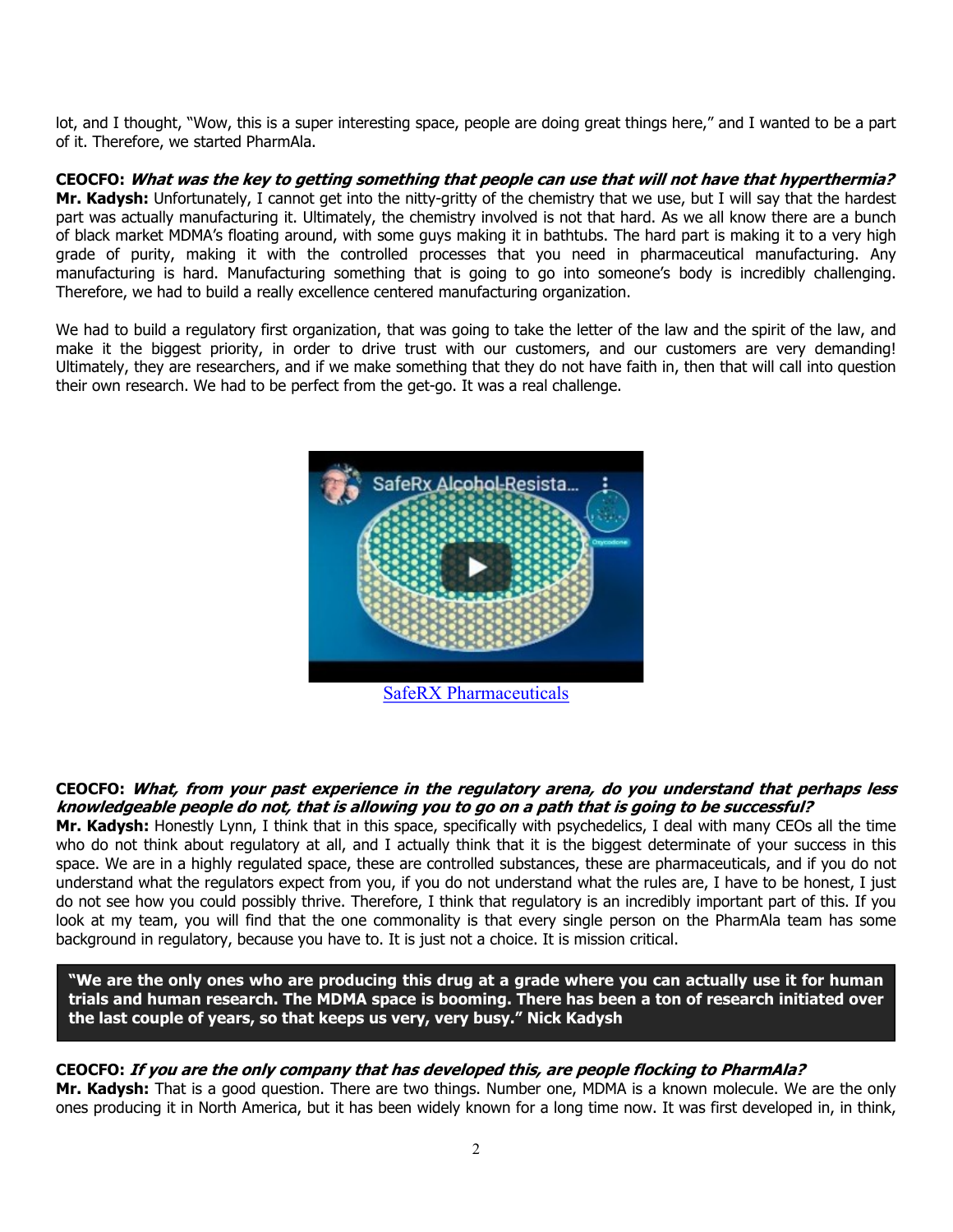lot, and I thought, "Wow, this is a super interesting space, people are doing great things here," and I wanted to be a part of it. Therefore, we started PharmAla.

**CEOCFO: *What was the key to getting something that people can use that will not have that hyperthermia?***
**Mr. Kadysh:** Unfortunately, I cannot get into the nitty-gritty of the chemistry that we use, but I will say that the hardest part was actually manufacturing it. Ultimately, the chemistry involved is not that hard. As we all know there are a bunch of black market MDMA's floating around, with some guys making it in bathtubs. The hard part is making it to a very high grade of purity, making it with the controlled processes that you need in pharmaceutical manufacturing. Any manufacturing is hard. Manufacturing something that is going to go into someone's body is incredibly challenging. Therefore, we had to build a really excellence centered manufacturing organization.

We had to build a regulatory first organization, that was going to take the letter of the law and the spirit of the law, and make it the biggest priority, in order to drive trust with our customers, and our customers are very demanding! Ultimately, they are researchers, and if we make something that they do not have faith in, then that will call into question their own research. We had to be perfect from the get-go. It was a real challenge.

[SafeRX Pharmaceuticals](SafeRX Pharmaceuticals)

**CEOCFO: *What, from your past experience in the regulatory arena, do you understand that perhaps less knowledgeable people do not, that is allowing you to go on a path that is going to be successful?***
**Mr. Kadysh:** Honestly Lynn, I think that in this space, specifically with psychedelics, I deal with many CEOs all the time who do not think about regulatory at all, and I actually think that it is the biggest determinate of your success in this space. We are in a highly regulated space, these are controlled substances, these are pharmaceuticals, and if you do not understand what the regulators expect from you, if you do not understand what the rules are, I have to be honest, I just do not see how you could possibly thrive. Therefore, I think that regulatory is an incredibly important part of this. If you look at my team, you will find that the one commonality is that every single person on the PharmAla team has some background in regulatory, because you have to. It is just not a choice. It is mission critical.

> **"We are the only ones who are producing this drug at a grade where you can actually use it for human trials and human research. The MDMA space is booming. There has been a ton of research initiated over the last couple of years, so that keeps us very, very busy." Nick Kadysh**

**CEOCFO: *If you are the only company that has developed this, are people flocking to PharmAla?***
**Mr. Kadysh:** That is a good question. There are two things. Number one, MDMA is a known molecule. We are the only ones producing it in North America, but it has been widely known for a long time now. It was first developed in, in think,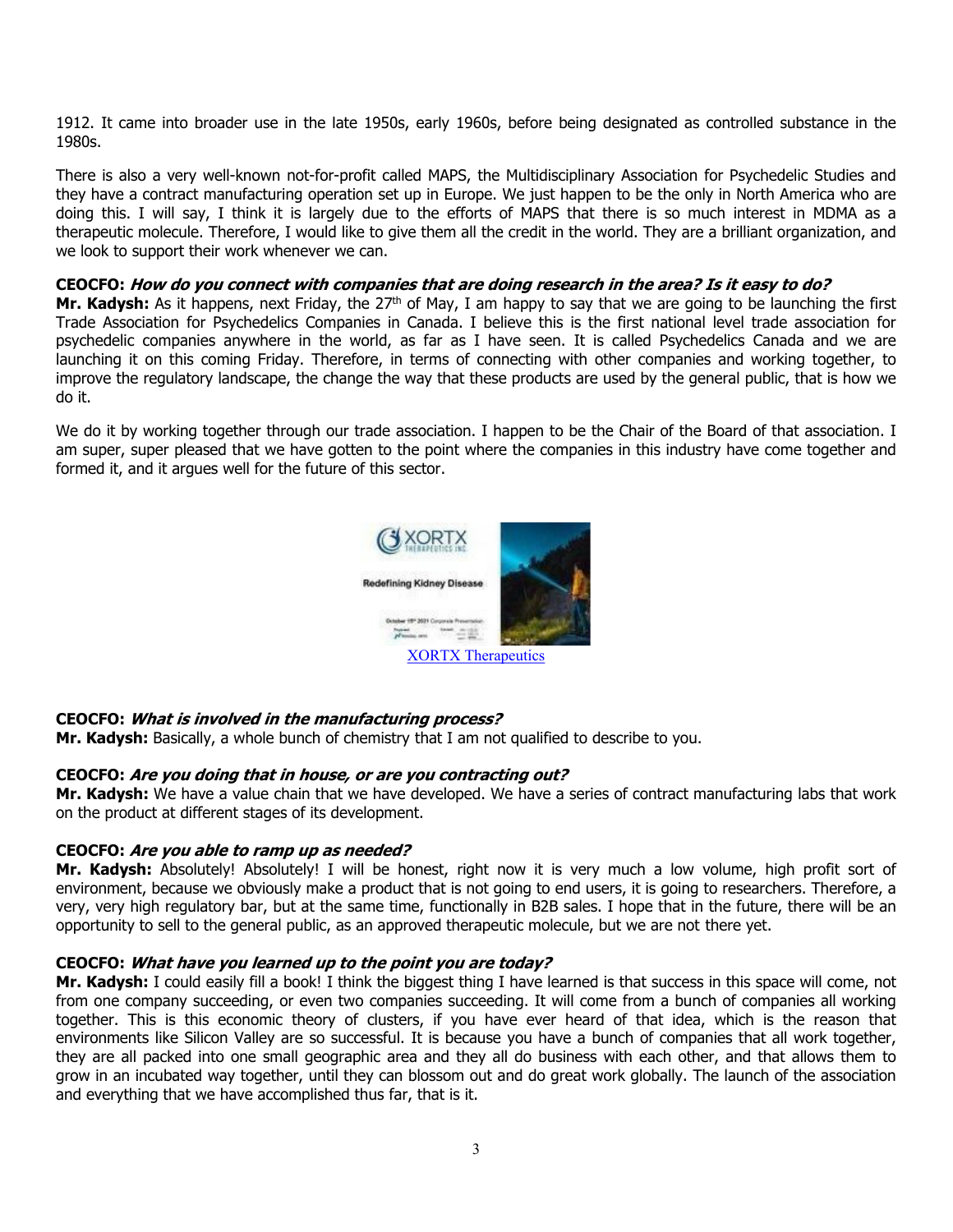1912. It came into broader use in the late 1950s, early 1960s, before being designated as controlled substance in the 1980s.

There is also a very well-known not-for-profit called MAPS, the Multidisciplinary Association for Psychedelic Studies and they have a contract manufacturing operation set up in Europe. We just happen to be the only in North America who are doing this. I will say, I think it is largely due to the efforts of MAPS that there is so much interest in MDMA as a therapeutic molecule. Therefore, I would like to give them all the credit in the world. They are a brilliant organization, and we look to support their work whenever we can.

**CEOCFO: *How do you connect with companies that are doing research in the area? Is it easy to do?***
**Mr. Kadysh:** As it happens, next Friday, the 27th of May, I am happy to say that we are going to be launching the first Trade Association for Psychedelics Companies in Canada. I believe this is the first national level trade association for psychedelic companies anywhere in the world, as far as I have seen. It is called Psychedelics Canada and we are launching it on this coming Friday. Therefore, in terms of connecting with other companies and working together, to improve the regulatory landscape, the change the way that these products are used by the general public, that is how we do it.

We do it by working together through our trade association. I happen to be the Chair of the Board of that association. I am super, super pleased that we have gotten to the point where the companies in this industry have come together and formed it, and it argues well for the future of this sector.

XORTX Therapeutics

**CEOCFO: *What is involved in the manufacturing process?***
**Mr. Kadysh:** Basically, a whole bunch of chemistry that I am not qualified to describe to you.

**CEOCFO: *Are you doing that in house, or are you contracting out?***
**Mr. Kadysh:** We have a value chain that we have developed. We have a series of contract manufacturing labs that work on the product at different stages of its development.

**CEOCFO: *Are you able to ramp up as needed?***
**Mr. Kadysh:** Absolutely! Absolutely! I will be honest, right now it is very much a low volume, high profit sort of environment, because we obviously make a product that is not going to end users, it is going to researchers. Therefore, a very, very high regulatory bar, but at the same time, functionally in B2B sales. I hope that in the future, there will be an opportunity to sell to the general public, as an approved therapeutic molecule, but we are not there yet.

**CEOCFO: *What have you learned up to the point you are today?***
**Mr. Kadysh:** I could easily fill a book! I think the biggest thing I have learned is that success in this space will come, not from one company succeeding, or even two companies succeeding. It will come from a bunch of companies all working together. This is this economic theory of clusters, if you have ever heard of that idea, which is the reason that environments like Silicon Valley are so successful. It is because you have a bunch of companies that all work together, they are all packed into one small geographic area and they all do business with each other, and that allows them to grow in an incubated way together, until they can blossom out and do great work globally. The launch of the association and everything that we have accomplished thus far, that is it.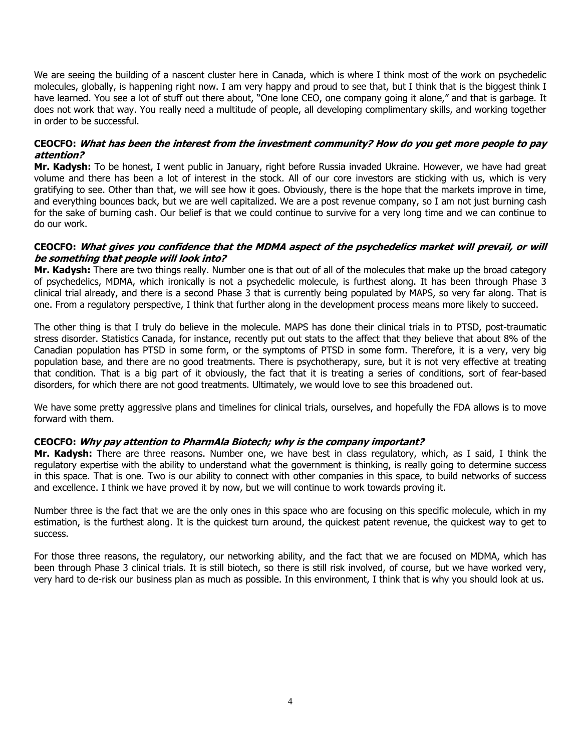We are seeing the building of a nascent cluster here in Canada, which is where I think most of the work on psychedelic molecules, globally, is happening right now. I am very happy and proud to see that, but I think that is the biggest think I have learned. You see a lot of stuff out there about, "One lone CEO, one company going it alone," and that is garbage. It does not work that way. You really need a multitude of people, all developing complimentary skills, and working together in order to be successful.

**CEOCFO: *What has been the interest from the investment community? How do you get more people to pay attention?***

**Mr. Kadysh:** To be honest, I went public in January, right before Russia invaded Ukraine. However, we have had great volume and there has been a lot of interest in the stock. All of our core investors are sticking with us, which is very gratifying to see. Other than that, we will see how it goes. Obviously, there is the hope that the markets improve in time, and everything bounces back, but we are well capitalized. We are a post revenue company, so I am not just burning cash for the sake of burning cash. Our belief is that we could continue to survive for a very long time and we can continue to do our work.

**CEOCFO: *What gives you confidence that the MDMA aspect of the psychedelics market will prevail, or will be something that people will look into?***

**Mr. Kadysh:** There are two things really. Number one is that out of all of the molecules that make up the broad category of psychedelics, MDMA, which ironically is not a psychedelic molecule, is furthest along. It has been through Phase 3 clinical trial already, and there is a second Phase 3 that is currently being populated by MAPS, so very far along. That is one. From a regulatory perspective, I think that further along in the development process means more likely to succeed.

The other thing is that I truly do believe in the molecule. MAPS has done their clinical trials in to PTSD, post-traumatic stress disorder. Statistics Canada, for instance, recently put out stats to the affect that they believe that about 8% of the Canadian population has PTSD in some form, or the symptoms of PTSD in some form. Therefore, it is a very, very big population base, and there are no good treatments. There is psychotherapy, sure, but it is not very effective at treating that condition. That is a big part of it obviously, the fact that it is treating a series of conditions, sort of fear-based disorders, for which there are not good treatments. Ultimately, we would love to see this broadened out.

We have some pretty aggressive plans and timelines for clinical trials, ourselves, and hopefully the FDA allows is to move forward with them.

**CEOCFO: *Why pay attention to PharmAla Biotech; why is the company important?***

**Mr. Kadysh:** There are three reasons. Number one, we have best in class regulatory, which, as I said, I think the regulatory expertise with the ability to understand what the government is thinking, is really going to determine success in this space. That is one. Two is our ability to connect with other companies in this space, to build networks of success and excellence. I think we have proved it by now, but we will continue to work towards proving it.

Number three is the fact that we are the only ones in this space who are focusing on this specific molecule, which in my estimation, is the furthest along. It is the quickest turn around, the quickest patent revenue, the quickest way to get to success.

For those three reasons, the regulatory, our networking ability, and the fact that we are focused on MDMA, which has been through Phase 3 clinical trials. It is still biotech, so there is still risk involved, of course, but we have worked very, very hard to de-risk our business plan as much as possible. In this environment, I think that is why you should look at us.